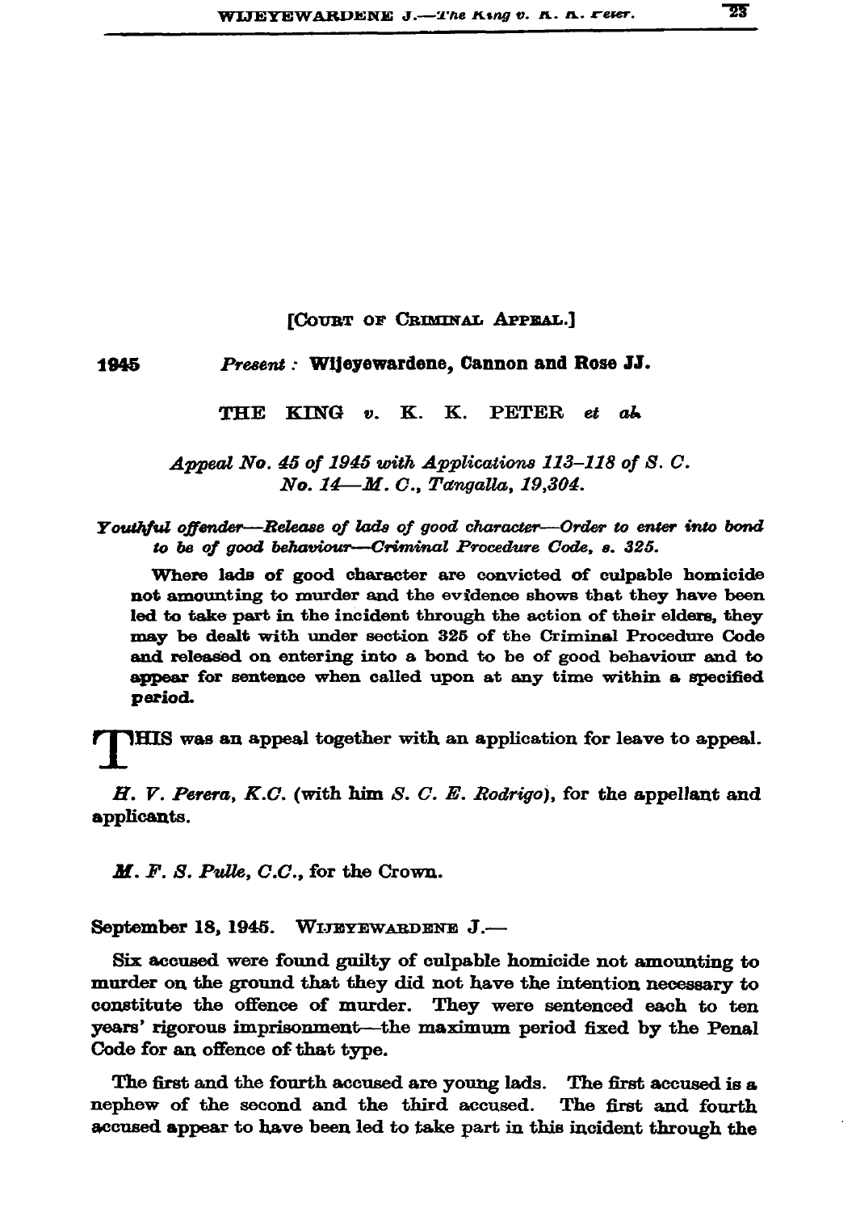[COURT OF CRIMINAL APPEAL.]

1945 *Present :* **Wijeyewardene, Cannon and Rose JJ.**

THE KING *v.* K. K. PETER *et al.*

*Appeal No. 45 of 1945 with Applications 113–118 of S. C. No. 14—M. C., Tangalla, 19,304.*

*Youthful offender—Release of lads of good character—Order to enter into bond to be of good behaviour—Criminal Procedure Code, s. 325.*

**Where lads of good character are convicted of culpable homicide not amounting to murder and the evidence shows that they have been led to take part in the incident through the action of their elders, they may be dealt with under section 325 of the Criminal Procedure Code and released on entering into a bond to be of good behaviour and to appear for sentence when called upon at any time within a specified period.**

**THIS was an appeal together with an application for leave to appeal.**

*H. V. Perera, K.C.* (with him *S. C. E. Rodrigo*), for the appellant and applicants.

*M. F. S. Pulle, C.C.*, for the Crown.

September 18, 1945. WIJEYEWARDENE J.—

Six accused were found guilty of culpable homicide not amounting to murder on the ground that they did not have the intention necessary to constitute the offence of murder. They were sentenced each to ten years' rigorous imprisonment—the maximum period fixed by the Penal Code for an offence of that type.

The first and the fourth accused are young lads. The first accused is a nephew of the second and the third accused. The first and fourth accused appear to have been led to take part in this incident through the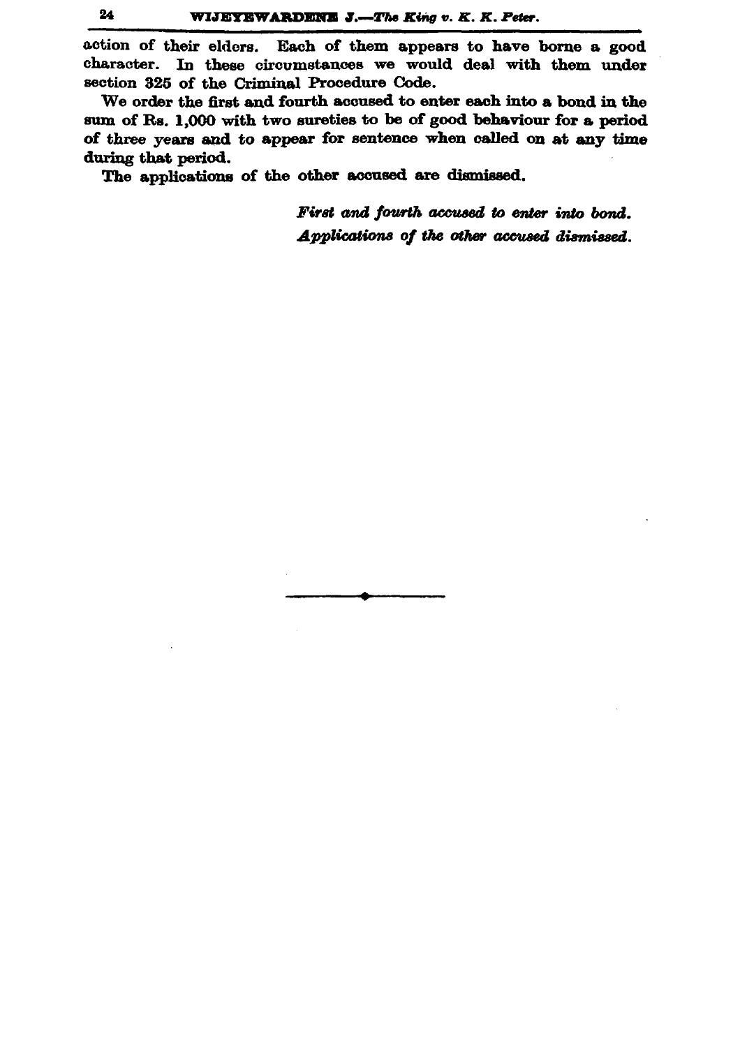action of their elders. Each of them appears to have borne a good character. In these circumstances we would deal with them under section 325 of the Criminal Procedure Code.

We order the first and fourth accused to enter each into a bond in the sum of Rs. 1,000 with two sureties to be of good behaviour for a period of three years and to appear for sentence when called on at any time during that period.

The applications of the other accused are dismissed.

*First and fourth accused to enter into bond.*
*Applications of the other accused dismissed.*